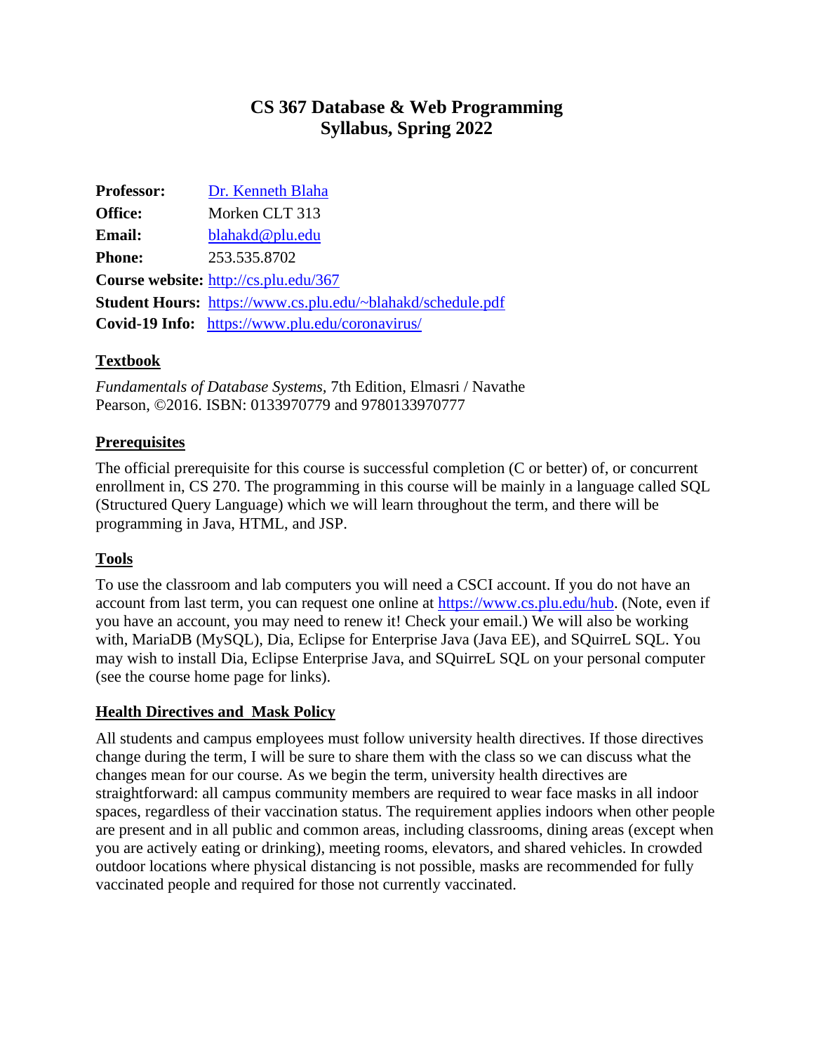# CS 367 Database & Web Programming
# Syllabus, Spring 2022

**Professor:** [Dr. Kenneth Blaha]
**Office:** Morken CLT 313
**Email:** blahakd@plu.edu
**Phone:** 253.535.8702
**Course website:** http://cs.plu.edu/367
**Student Hours:** https://www.cs.plu.edu/~blahakd/schedule.pdf
**Covid-19 Info:** https://www.plu.edu/coronavirus/

## Textbook

*Fundamentals of Database Systems*, 7th Edition, Elmasri / Navathe
Pearson, ©2016. ISBN: 0133970779 and 9780133970777

## Prerequisites

The official prerequisite for this course is successful completion (C or better) of, or concurrent enrollment in, CS 270. The programming in this course will be mainly in a language called SQL (Structured Query Language) which we will learn throughout the term, and there will be programming in Java, HTML, and JSP.

## Tools

To use the classroom and lab computers you will need a CSCI account. If you do not have an account from last term, you can request one online at https://www.cs.plu.edu/hub. (Note, even if you have an account, you may need to renew it! Check your email.) We will also be working with, MariaDB (MySQL), Dia, Eclipse for Enterprise Java (Java EE), and SQuirreL SQL. You may wish to install Dia, Eclipse Enterprise Java, and SQuirreL SQL on your personal computer (see the course home page for links).

## Health Directives and Mask Policy

All students and campus employees must follow university health directives. If those directives change during the term, I will be sure to share them with the class so we can discuss what the changes mean for our course. As we begin the term, university health directives are straightforward: all campus community members are required to wear face masks in all indoor spaces, regardless of their vaccination status. The requirement applies indoors when other people are present and in all public and common areas, including classrooms, dining areas (except when you are actively eating or drinking), meeting rooms, elevators, and shared vehicles. In crowded outdoor locations where physical distancing is not possible, masks are recommended for fully vaccinated people and required for those not currently vaccinated.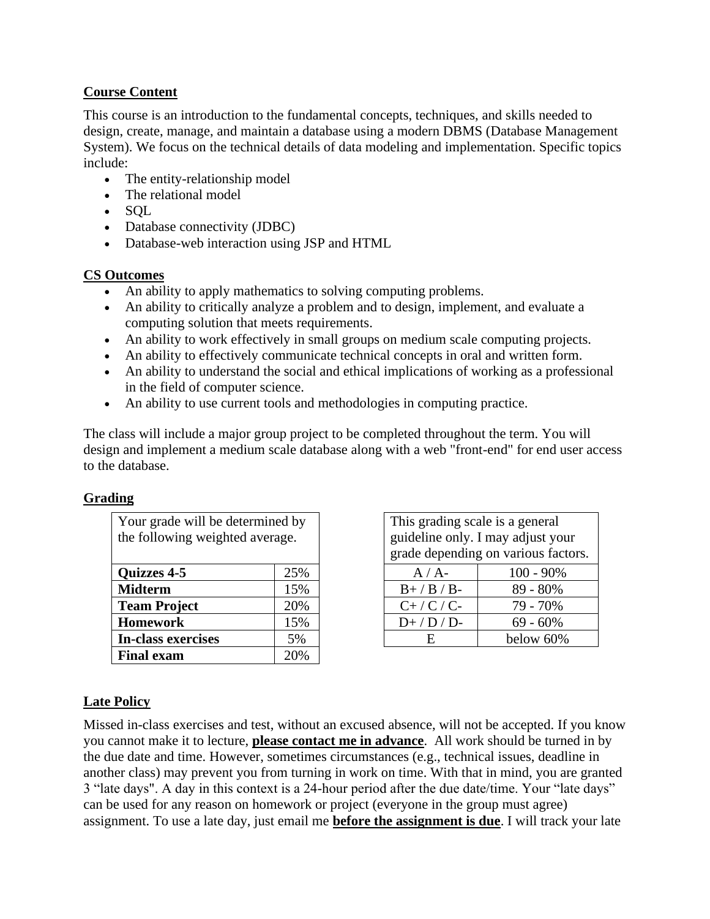**Course Content**

This course is an introduction to the fundamental concepts, techniques, and skills needed to design, create, manage, and maintain a database using a modern DBMS (Database Management System). We focus on the technical details of data modeling and implementation. Specific topics include:

- The entity-relationship model
- The relational model
- SQL
- Database connectivity (JDBC)
- Database-web interaction using JSP and HTML

**CS Outcomes**

- An ability to apply mathematics to solving computing problems.
- An ability to critically analyze a problem and to design, implement, and evaluate a computing solution that meets requirements.
- An ability to work effectively in small groups on medium scale computing projects.
- An ability to effectively communicate technical concepts in oral and written form.
- An ability to understand the social and ethical implications of working as a professional in the field of computer science.
- An ability to use current tools and methodologies in computing practice.

The class will include a major group project to be completed throughout the term. You will design and implement a medium scale database along with a web "front-end" for end user access to the database.

**Grading**

| Your grade will be determined by the following weighted average. | |
|---|---|
| **Quizzes 4-5** | 25% |
| **Midterm** | 15% |
| **Team Project** | 20% |
| **Homework** | 15% |
| **In-class exercises** | 5% |
| **Final exam** | 20% |

| This grading scale is a general guideline only. I may adjust your grade depending on various factors. | |
|---|---|
| A / A- | 100 - 90% |
| B+ / B / B- | 89 - 80% |
| C+ / C / C- | 79 - 70% |
| D+ / D / D- | 69 - 60% |
| E | below 60% |

**Late Policy**

Missed in-class exercises and test, without an excused absence, will not be accepted. If you know you cannot make it to lecture, **please contact me in advance**. All work should be turned in by the due date and time. However, sometimes circumstances (e.g., technical issues, deadline in another class) may prevent you from turning in work on time. With that in mind, you are granted 3 "late days". A day in this context is a 24-hour period after the due date/time. Your "late days" can be used for any reason on homework or project (everyone in the group must agree) assignment. To use a late day, just email me **before the assignment is due**. I will track your late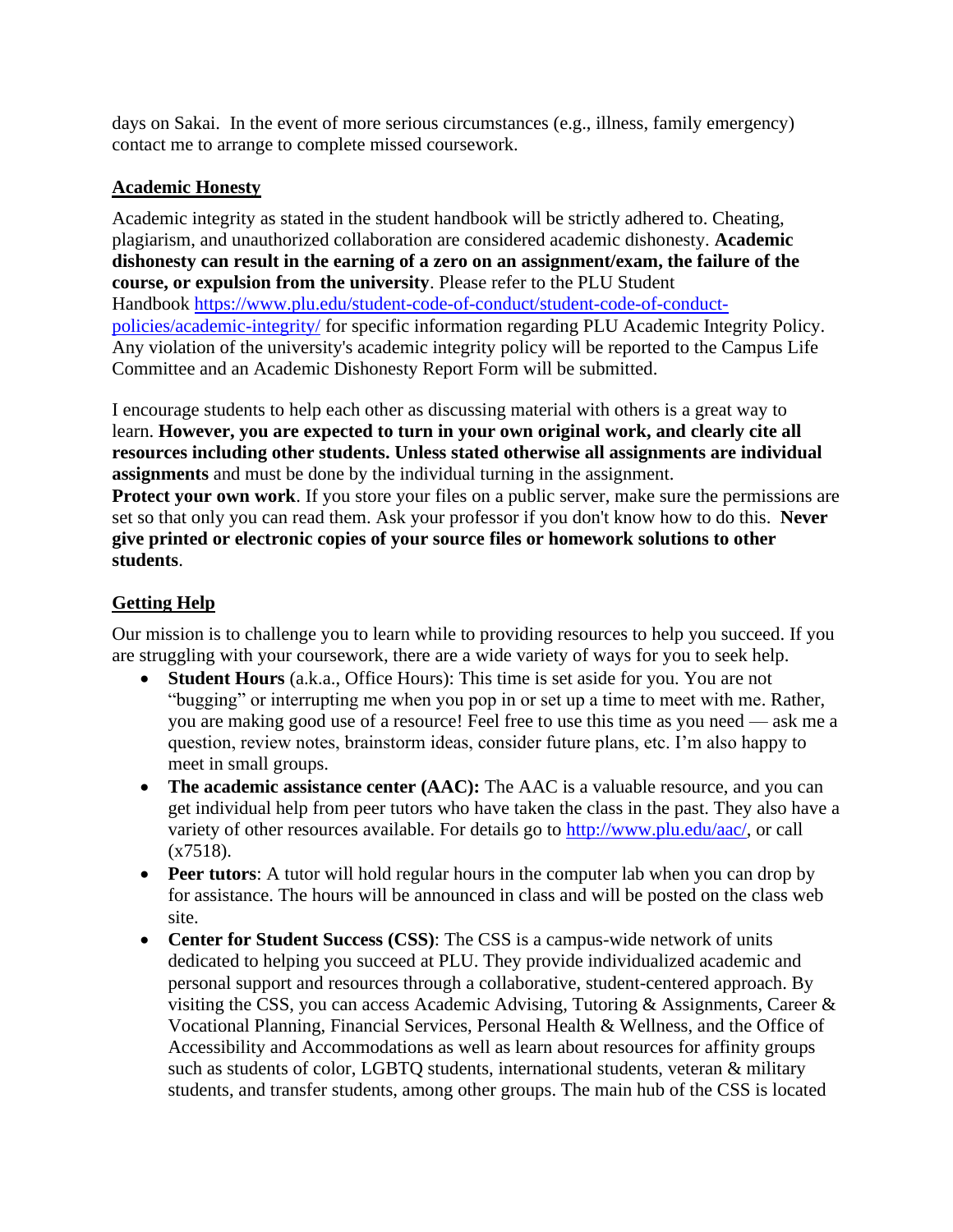days on Sakai. In the event of more serious circumstances (e.g., illness, family emergency) contact me to arrange to complete missed coursework.

## Academic Honesty

Academic integrity as stated in the student handbook will be strictly adhered to. Cheating, plagiarism, and unauthorized collaboration are considered academic dishonesty. **Academic dishonesty can result in the earning of a zero on an assignment/exam, the failure of the course, or expulsion from the university**. Please refer to the PLU Student Handbook [https://www.plu.edu/student-code-of-conduct/student-code-of-conduct-policies/academic-integrity/](https://www.plu.edu/student-code-of-conduct/student-code-of-conduct-policies/academic-integrity/) for specific information regarding PLU Academic Integrity Policy. Any violation of the university's academic integrity policy will be reported to the Campus Life Committee and an Academic Dishonesty Report Form will be submitted.

I encourage students to help each other as discussing material with others is a great way to learn. **However, you are expected to turn in your own original work, and clearly cite all resources including other students. Unless stated otherwise all assignments are individual assignments** and must be done by the individual turning in the assignment.
**Protect your own work**. If you store your files on a public server, make sure the permissions are set so that only you can read them. Ask your professor if you don't know how to do this. **Never give printed or electronic copies of your source files or homework solutions to other students**.

## Getting Help

Our mission is to challenge you to learn while to providing resources to help you succeed. If you are struggling with your coursework, there are a wide variety of ways for you to seek help.

- **Student Hours** (a.k.a., Office Hours): This time is set aside for you. You are not "bugging" or interrupting me when you pop in or set up a time to meet with me. Rather, you are making good use of a resource! Feel free to use this time as you need — ask me a question, review notes, brainstorm ideas, consider future plans, etc. I'm also happy to meet in small groups.
- **The academic assistance center (AAC):** The AAC is a valuable resource, and you can get individual help from peer tutors who have taken the class in the past. They also have a variety of other resources available. For details go to [http://www.plu.edu/aac/](http://www.plu.edu/aac/), or call (x7518).
- **Peer tutors**: A tutor will hold regular hours in the computer lab when you can drop by for assistance. The hours will be announced in class and will be posted on the class web site.
- **Center for Student Success (CSS)**: The CSS is a campus-wide network of units dedicated to helping you succeed at PLU. They provide individualized academic and personal support and resources through a collaborative, student-centered approach. By visiting the CSS, you can access Academic Advising, Tutoring & Assignments, Career & Vocational Planning, Financial Services, Personal Health & Wellness, and the Office of Accessibility and Accommodations as well as learn about resources for affinity groups such as students of color, LGBTQ students, international students, veteran & military students, and transfer students, among other groups. The main hub of the CSS is located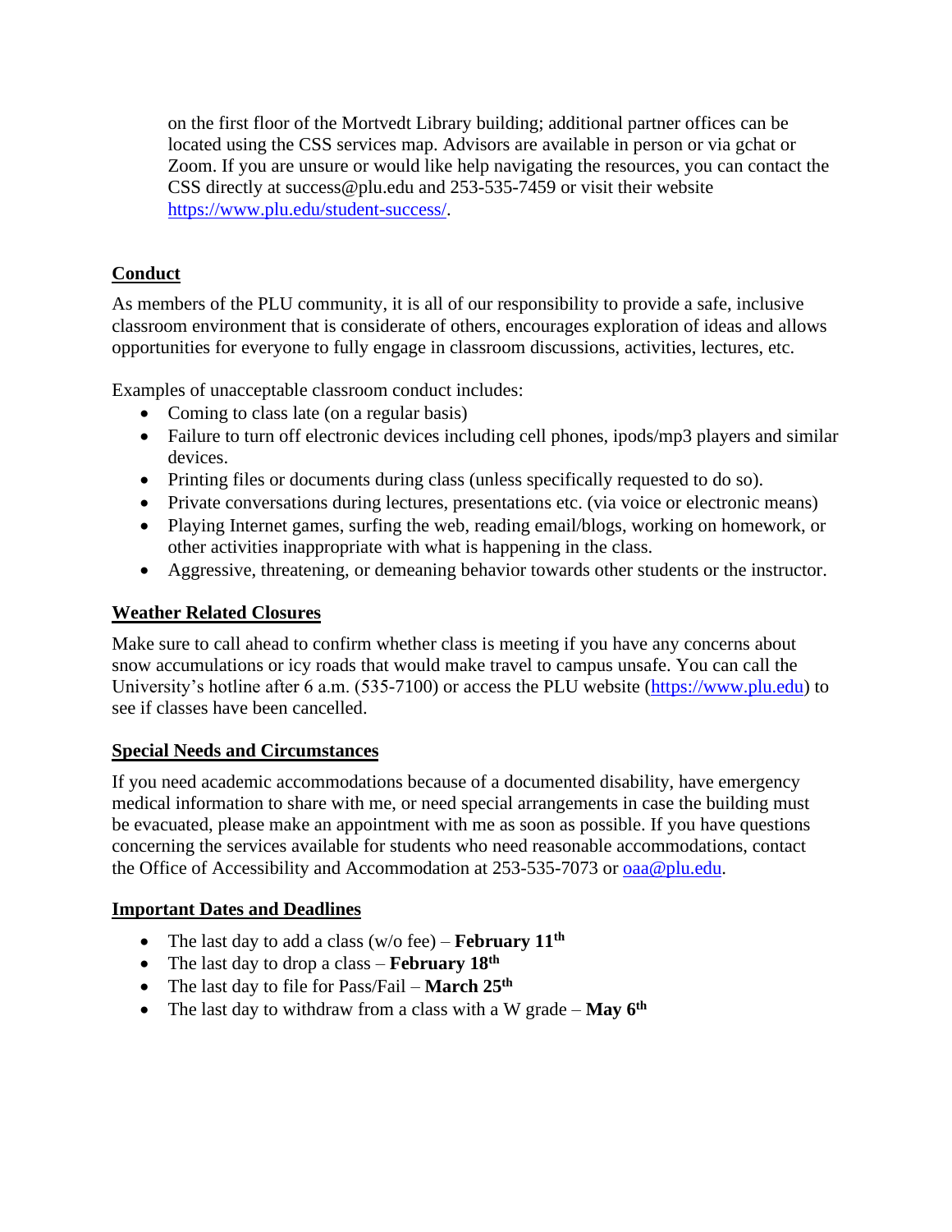on the first floor of the Mortvedt Library building; additional partner offices can be located using the CSS services map. Advisors are available in person or via gchat or Zoom. If you are unsure or would like help navigating the resources, you can contact the CSS directly at success@plu.edu and 253-535-7459 or visit their website https://www.plu.edu/student-success/.

## Conduct

As members of the PLU community, it is all of our responsibility to provide a safe, inclusive classroom environment that is considerate of others, encourages exploration of ideas and allows opportunities for everyone to fully engage in classroom discussions, activities, lectures, etc.

Examples of unacceptable classroom conduct includes:

- Coming to class late (on a regular basis)
- Failure to turn off electronic devices including cell phones, ipods/mp3 players and similar devices.
- Printing files or documents during class (unless specifically requested to do so).
- Private conversations during lectures, presentations etc. (via voice or electronic means)
- Playing Internet games, surfing the web, reading email/blogs, working on homework, or other activities inappropriate with what is happening in the class.
- Aggressive, threatening, or demeaning behavior towards other students or the instructor.

## Weather Related Closures

Make sure to call ahead to confirm whether class is meeting if you have any concerns about snow accumulations or icy roads that would make travel to campus unsafe. You can call the University's hotline after 6 a.m. (535-7100) or access the PLU website (https://www.plu.edu) to see if classes have been cancelled.

## Special Needs and Circumstances

If you need academic accommodations because of a documented disability, have emergency medical information to share with me, or need special arrangements in case the building must be evacuated, please make an appointment with me as soon as possible. If you have questions concerning the services available for students who need reasonable accommodations, contact the Office of Accessibility and Accommodation at 253-535-7073 or oaa@plu.edu.

## Important Dates and Deadlines

- The last day to add a class (w/o fee) – **February 11th**
- The last day to drop a class – **February 18th**
- The last day to file for Pass/Fail – **March 25th**
- The last day to withdraw from a class with a W grade – **May 6th**